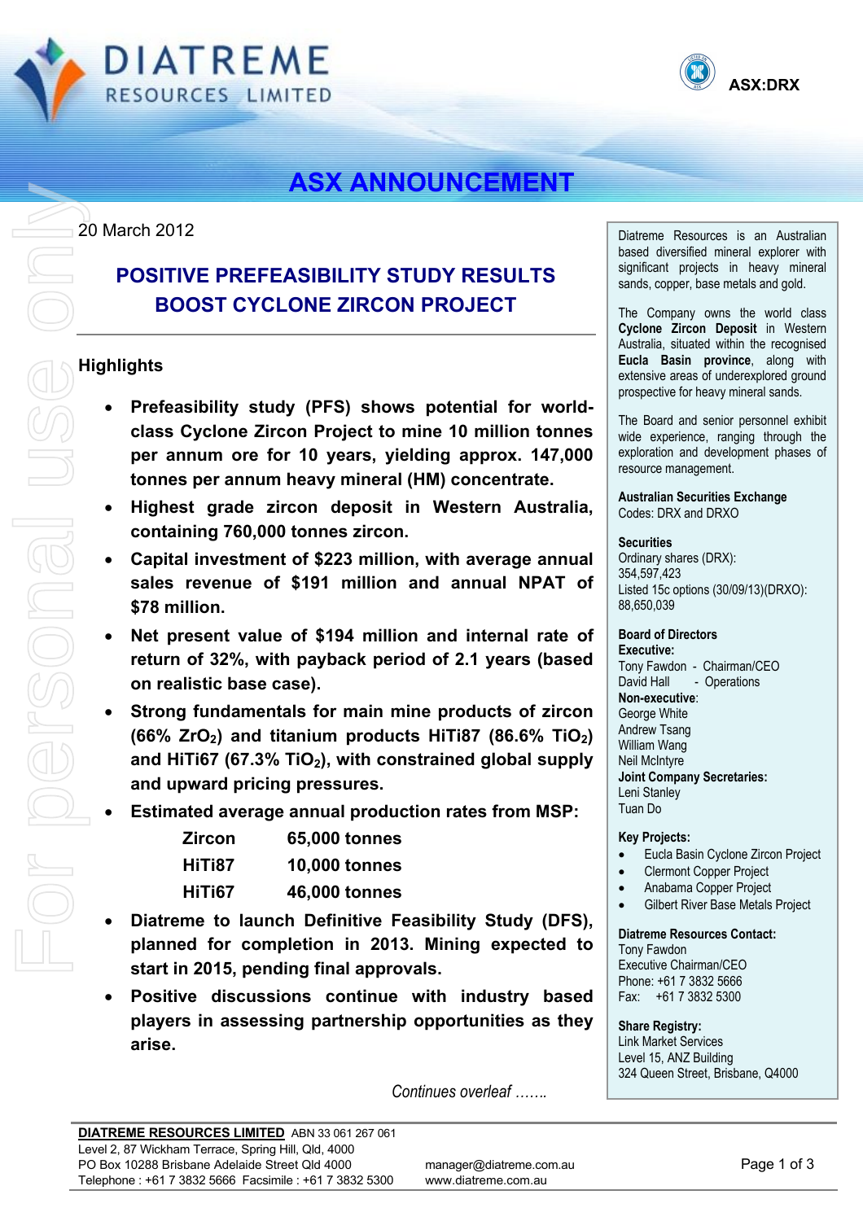# DIATREME RESOURCES LIMITED

ASX:DRX

## ASX ANNOUNCEMENT

20 March 2012

## POSITIVE PREFEASIBILITY STUDY RESULTS BOOST CYCLONE ZIRCON PROJECT

### Highlights

- **Prefeasibility study (PFS) shows potential for world-class Cyclone Zircon Project to mine 10 million tonnes per annum ore for 10 years, yielding approx. 147,000 tonnes per annum heavy mineral (HM) concentrate.**
- **Highest grade zircon deposit in Western Australia, containing 760,000 tonnes zircon.**
- **Capital investment of $223 million, with average annual sales revenue of $191 million and annual NPAT of $78 million.**
- **Net present value of $194 million and internal rate of return of 32%, with payback period of 2.1 years (based on realistic base case).**
- **Strong fundamentals for main mine products of zircon (66% $ZrO_2$) and titanium products HiTi87 (86.6% $TiO_2$) and HiTi67 (67.3% $TiO_2$), with constrained global supply and upward pricing pressures.**
- **Estimated average annual production rates from MSP:**

| | |
|---|---|
| **Zircon** | **65,000 tonnes** |
| **HiTi87** | **10,000 tonnes** |
| **HiTi67** | **46,000 tonnes** |

- **Diatreme to launch Definitive Feasibility Study (DFS), planned for completion in 2013. Mining expected to start in 2015, pending final approvals.**
- **Positive discussions continue with industry based players in assessing partnership opportunities as they arise.**

*Continues overleaf …….*

---

Diatreme Resources is an Australian based diversified mineral explorer with significant projects in heavy mineral sands, copper, base metals and gold.

The Company owns the world class **Cyclone Zircon Deposit** in Western Australia, situated within the recognised **Eucla Basin province**, along with extensive areas of underexplored ground prospective for heavy mineral sands.

The Board and senior personnel exhibit wide experience, ranging through the exploration and development phases of resource management.

**Australian Securities Exchange**
Codes: DRX and DRXO

**Securities**
Ordinary shares (DRX): 354,597,423
Listed 15c options (30/09/13)(DRXO): 88,650,039

**Board of Directors**
**Executive:**
Tony Fawdon - Chairman/CEO
David Hall - Operations
**Non-executive**:
George White
Andrew Tsang
William Wang
Neil McIntyre
**Joint Company Secretaries:**
Leni Stanley
Tuan Do

**Key Projects:**
- Eucla Basin Cyclone Zircon Project
- Clermont Copper Project
- Anabama Copper Project
- Gilbert River Base Metals Project

**Diatreme Resources Contact:**
Tony Fawdon
Executive Chairman/CEO
Phone: +61 7 3832 5666
Fax: +61 7 3832 5300

**Share Registry:**
Link Market Services
Level 15, ANZ Building
324 Queen Street, Brisbane, Q4000

---

**DIATREME RESOURCES LIMITED** ABN 33 061 267 061
Level 2, 87 Wickham Terrace, Spring Hill, Qld, 4000
PO Box 10288 Brisbane Adelaide Street Qld 4000
Telephone : +61 7 3832 5666 Facsimile : +61 7 3832 5300
manager@diatreme.com.au
www.diatreme.com.au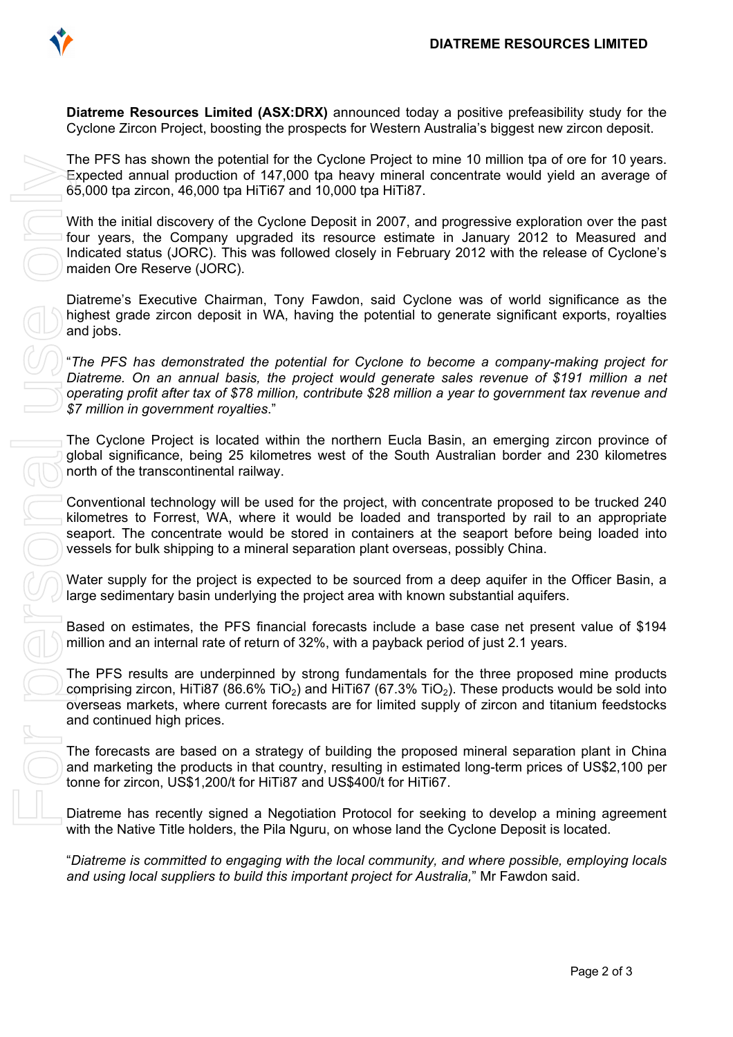**Diatreme Resources Limited (ASX:DRX)** announced today a positive prefeasibility study for the Cyclone Zircon Project, boosting the prospects for Western Australia's biggest new zircon deposit.

The PFS has shown the potential for the Cyclone Project to mine 10 million tpa of ore for 10 years. Expected annual production of 147,000 tpa heavy mineral concentrate would yield an average of 65,000 tpa zircon, 46,000 tpa HiTi67 and 10,000 tpa HiTi87.

With the initial discovery of the Cyclone Deposit in 2007, and progressive exploration over the past four years, the Company upgraded its resource estimate in January 2012 to Measured and Indicated status (JORC). This was followed closely in February 2012 with the release of Cyclone's maiden Ore Reserve (JORC).

Diatreme's Executive Chairman, Tony Fawdon, said Cyclone was of world significance as the highest grade zircon deposit in WA, having the potential to generate significant exports, royalties and jobs.

"*The PFS has demonstrated the potential for Cyclone to become a company-making project for Diatreme. On an annual basis, the project would generate sales revenue of $191 million a net operating profit after tax of $78 million, contribute $28 million a year to government tax revenue and $7 million in government royalties*."

The Cyclone Project is located within the northern Eucla Basin, an emerging zircon province of global significance, being 25 kilometres west of the South Australian border and 230 kilometres north of the transcontinental railway.

Conventional technology will be used for the project, with concentrate proposed to be trucked 240 kilometres to Forrest, WA, where it would be loaded and transported by rail to an appropriate seaport. The concentrate would be stored in containers at the seaport before being loaded into vessels for bulk shipping to a mineral separation plant overseas, possibly China.

Water supply for the project is expected to be sourced from a deep aquifer in the Officer Basin, a large sedimentary basin underlying the project area with known substantial aquifers.

Based on estimates, the PFS financial forecasts include a base case net present value of $194 million and an internal rate of return of 32%, with a payback period of just 2.1 years.

The PFS results are underpinned by strong fundamentals for the three proposed mine products comprising zircon, HiTi87 (86.6% $TiO_2$) and HiTi67 (67.3% $TiO_2$). These products would be sold into overseas markets, where current forecasts are for limited supply of zircon and titanium feedstocks and continued high prices.

The forecasts are based on a strategy of building the proposed mineral separation plant in China and marketing the products in that country, resulting in estimated long-term prices of US$2,100 per tonne for zircon, US$1,200/t for HiTi87 and US$400/t for HiTi67.

Diatreme has recently signed a Negotiation Protocol for seeking to develop a mining agreement with the Native Title holders, the Pila Nguru, on whose land the Cyclone Deposit is located.

"*Diatreme is committed to engaging with the local community, and where possible, employing locals and using local suppliers to build this important project for Australia,*" Mr Fawdon said.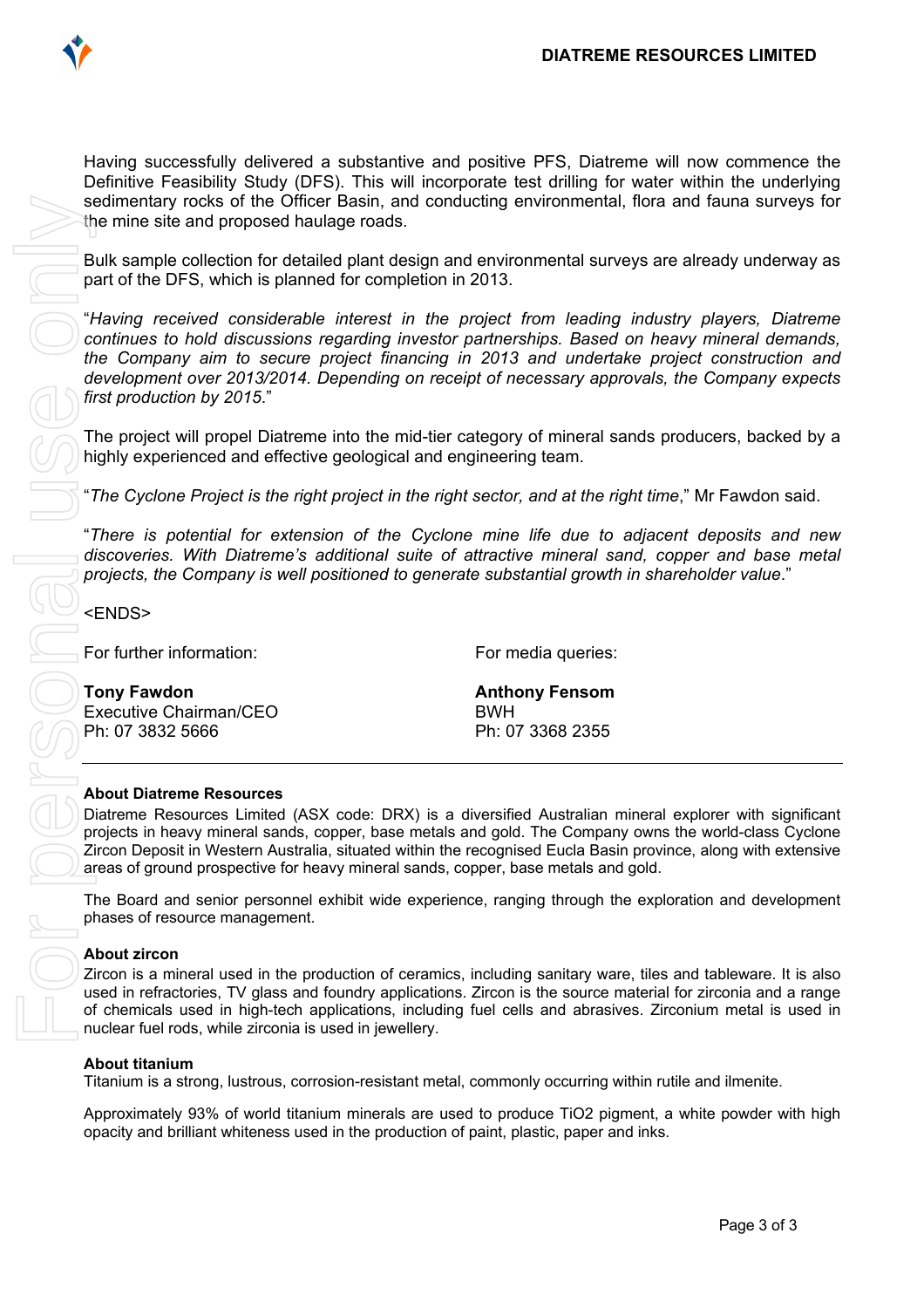Having successfully delivered a substantive and positive PFS, Diatreme will now commence the Definitive Feasibility Study (DFS). This will incorporate test drilling for water within the underlying sedimentary rocks of the Officer Basin, and conducting environmental, flora and fauna surveys for the mine site and proposed haulage roads.

Bulk sample collection for detailed plant design and environmental surveys are already underway as part of the DFS, which is planned for completion in 2013.

"*Having received considerable interest in the project from leading industry players, Diatreme continues to hold discussions regarding investor partnerships. Based on heavy mineral demands, the Company aim to secure project financing in 2013 and undertake project construction and development over 2013/2014. Depending on receipt of necessary approvals, the Company expects first production by 2015.*"

The project will propel Diatreme into the mid-tier category of mineral sands producers, backed by a highly experienced and effective geological and engineering team.

"*The Cyclone Project is the right project in the right sector, and at the right time*," Mr Fawdon said.

"*There is potential for extension of the Cyclone mine life due to adjacent deposits and new discoveries. With Diatreme's additional suite of attractive mineral sand, copper and base metal projects, the Company is well positioned to generate substantial growth in shareholder value*."

<ENDS>

For further information:

**Tony Fawdon**
Executive Chairman/CEO
Ph: 07 3832 5666

For media queries:

**Anthony Fensom**
BWH
Ph: 07 3368 2355

---

**About Diatreme Resources**

Diatreme Resources Limited (ASX code: DRX) is a diversified Australian mineral explorer with significant projects in heavy mineral sands, copper, base metals and gold. The Company owns the world-class Cyclone Zircon Deposit in Western Australia, situated within the recognised Eucla Basin province, along with extensive areas of ground prospective for heavy mineral sands, copper, base metals and gold.

The Board and senior personnel exhibit wide experience, ranging through the exploration and development phases of resource management.

**About zircon**

Zircon is a mineral used in the production of ceramics, including sanitary ware, tiles and tableware. It is also used in refractories, TV glass and foundry applications. Zircon is the source material for zirconia and a range of chemicals used in high-tech applications, including fuel cells and abrasives. Zirconium metal is used in nuclear fuel rods, while zirconia is used in jewellery.

**About titanium**

Titanium is a strong, lustrous, corrosion-resistant metal, commonly occurring within rutile and ilmenite.

Approximately 93% of world titanium minerals are used to produce $TiO_2$ pigment, a white powder with high opacity and brilliant whiteness used in the production of paint, plastic, paper and inks.